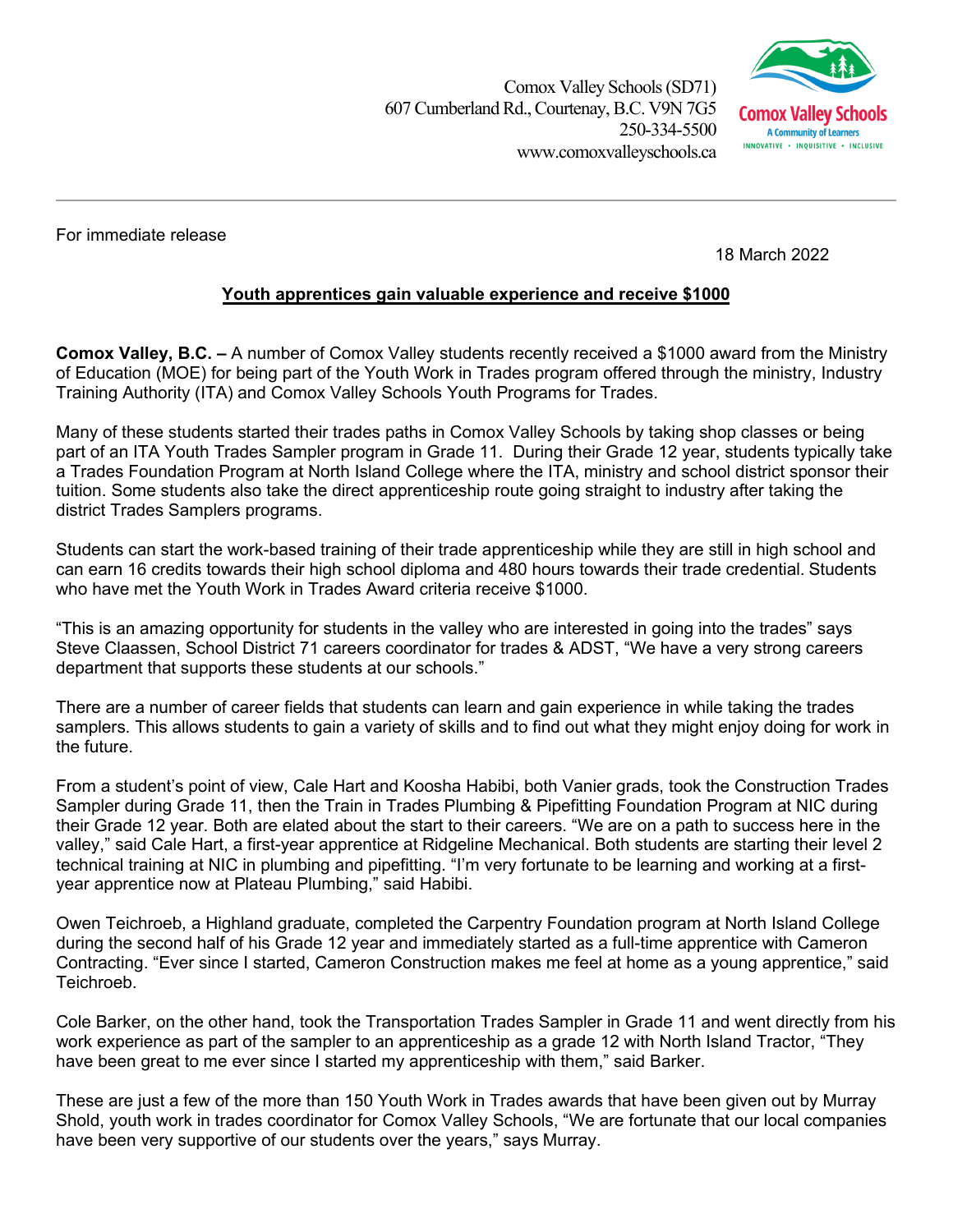Comox Valley Schools (SD71)
607 Cumberland Rd., Courtenay, B.C. V9N 7G5
250-334-5500
www.comoxvalleyschools.ca

Comox Valley Schools
A Community of Learners
INNOVATIVE • INQUISITIVE • INCLUSIVE

---

For immediate release

18 March 2022

**Youth apprentices gain valuable experience and receive $1000**

**Comox Valley, B.C. –** A number of Comox Valley students recently received a $1000 award from the Ministry of Education (MOE) for being part of the Youth Work in Trades program offered through the ministry, Industry Training Authority (ITA) and Comox Valley Schools Youth Programs for Trades.

Many of these students started their trades paths in Comox Valley Schools by taking shop classes or being part of an ITA Youth Trades Sampler program in Grade 11. During their Grade 12 year, students typically take a Trades Foundation Program at North Island College where the ITA, ministry and school district sponsor their tuition. Some students also take the direct apprenticeship route going straight to industry after taking the district Trades Samplers programs.

Students can start the work-based training of their trade apprenticeship while they are still in high school and can earn 16 credits towards their high school diploma and 480 hours towards their trade credential. Students who have met the Youth Work in Trades Award criteria receive $1000.

"This is an amazing opportunity for students in the valley who are interested in going into the trades" says Steve Claassen, School District 71 careers coordinator for trades & ADST, "We have a very strong careers department that supports these students at our schools."

There are a number of career fields that students can learn and gain experience in while taking the trades samplers. This allows students to gain a variety of skills and to find out what they might enjoy doing for work in the future.

From a student's point of view, Cale Hart and Koosha Habibi, both Vanier grads, took the Construction Trades Sampler during Grade 11, then the Train in Trades Plumbing & Pipefitting Foundation Program at NIC during their Grade 12 year. Both are elated about the start to their careers. "We are on a path to success here in the valley," said Cale Hart, a first-year apprentice at Ridgeline Mechanical. Both students are starting their level 2 technical training at NIC in plumbing and pipefitting. "I'm very fortunate to be learning and working at a first-year apprentice now at Plateau Plumbing," said Habibi.

Owen Teichroeb, a Highland graduate, completed the Carpentry Foundation program at North Island College during the second half of his Grade 12 year and immediately started as a full-time apprentice with Cameron Contracting. "Ever since I started, Cameron Construction makes me feel at home as a young apprentice," said Teichroeb.

Cole Barker, on the other hand, took the Transportation Trades Sampler in Grade 11 and went directly from his work experience as part of the sampler to an apprenticeship as a grade 12 with North Island Tractor, "They have been great to me ever since I started my apprenticeship with them," said Barker.

These are just a few of the more than 150 Youth Work in Trades awards that have been given out by Murray Shold, youth work in trades coordinator for Comox Valley Schools, "We are fortunate that our local companies have been very supportive of our students over the years," says Murray.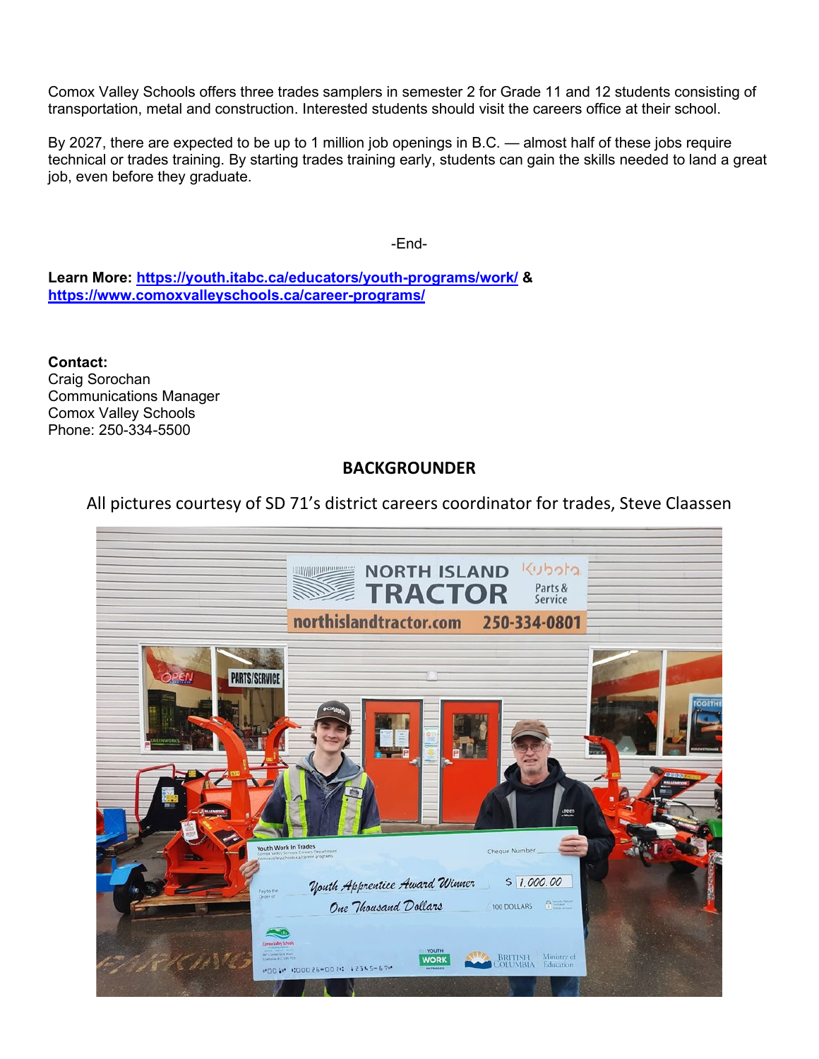Comox Valley Schools offers three trades samplers in semester 2 for Grade 11 and 12 students consisting of transportation, metal and construction. Interested students should visit the careers office at their school.

By 2027, there are expected to be up to 1 million job openings in B.C. — almost half of these jobs require technical or trades training. By starting trades training early, students can gain the skills needed to land a great job, even before they graduate.

-End-

**Learn More: [https://youth.itabc.ca/educators/youth-programs/work/](https://youth.itabc.ca/educators/youth-programs/work/) & [https://www.comoxvalleyschools.ca/career-programs/](https://www.comoxvalleyschools.ca/career-programs/)**

**Contact:**
Craig Sorochan
Communications Manager
Comox Valley Schools
Phone: 250-334-5500

## BACKGROUNDER

All pictures courtesy of SD 71's district careers coordinator for trades, Steve Claassen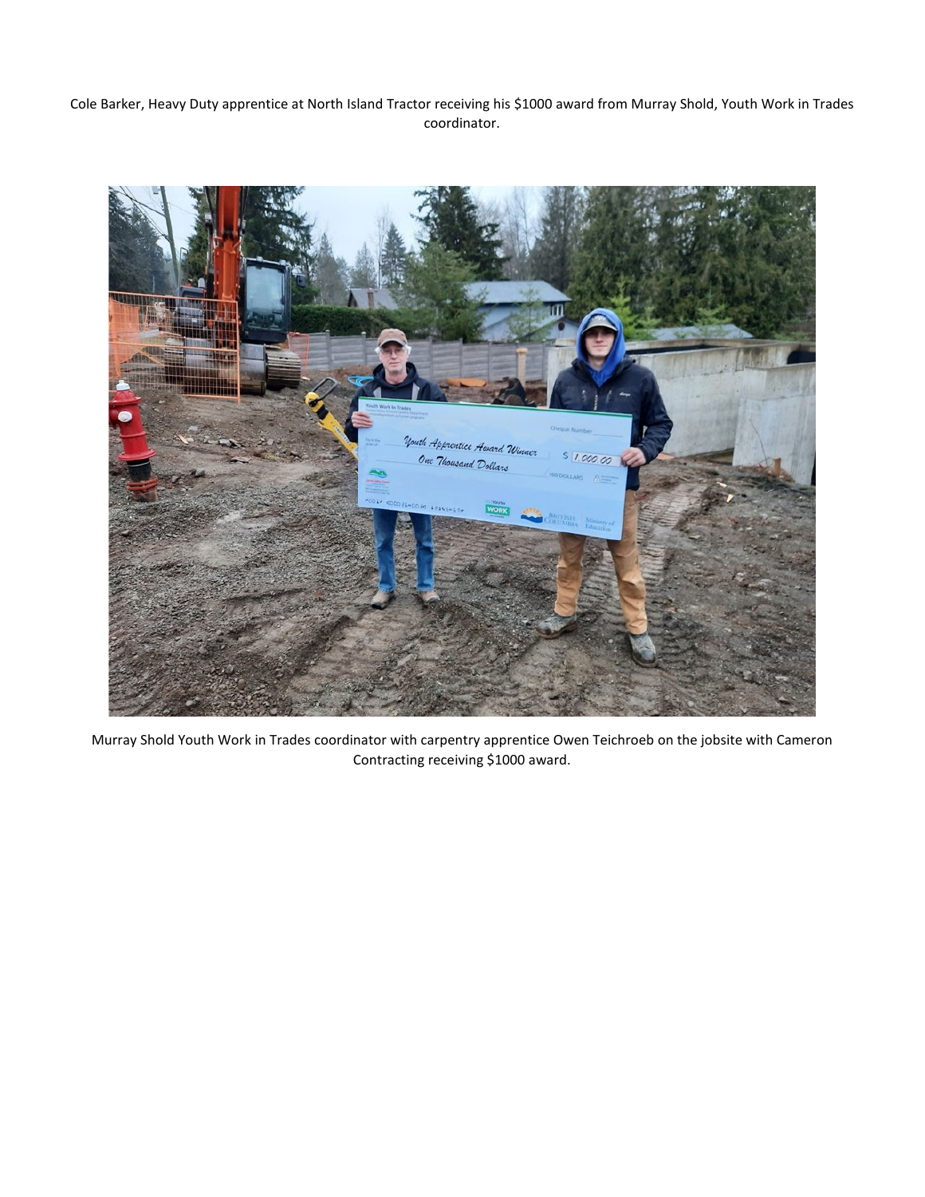Cole Barker, Heavy Duty apprentice at North Island Tractor receiving his $1000 award from Murray Shold, Youth Work in Trades coordinator.

Murray Shold Youth Work in Trades coordinator with carpentry apprentice Owen Teichroeb on the jobsite with Cameron Contracting receiving $1000 award.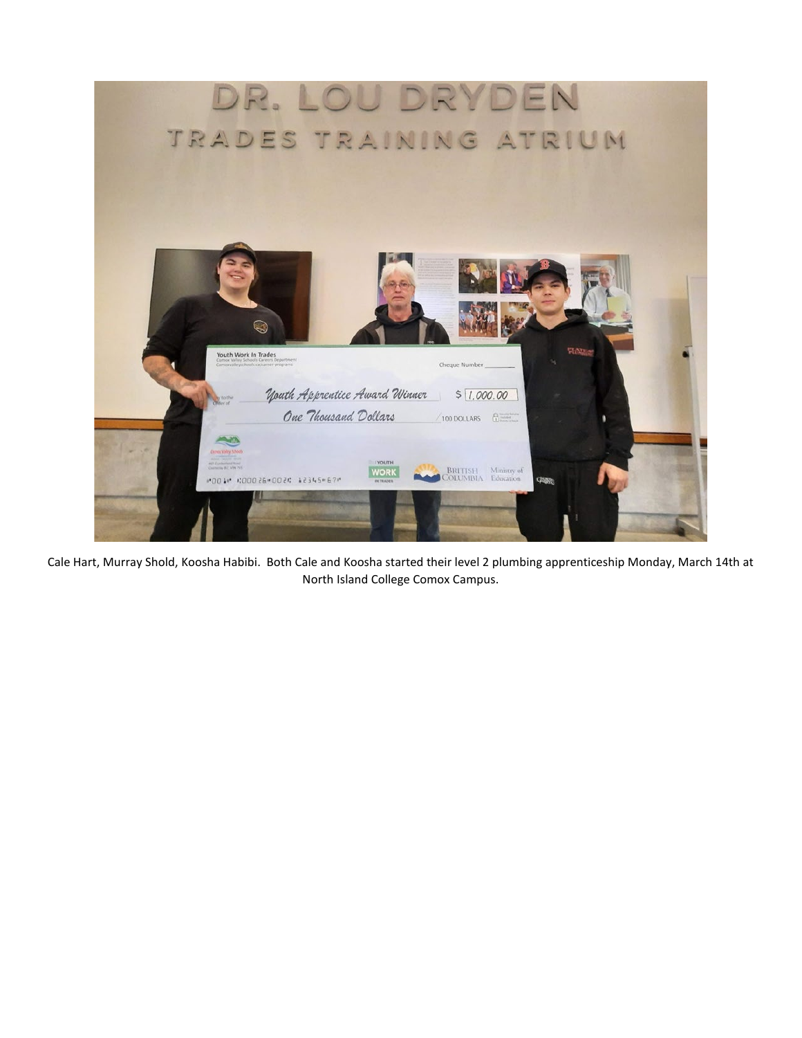Cale Hart, Murray Shold, Koosha Habibi. Both Cale and Koosha started their level 2 plumbing apprenticeship Monday, March 14th at North Island College Comox Campus.